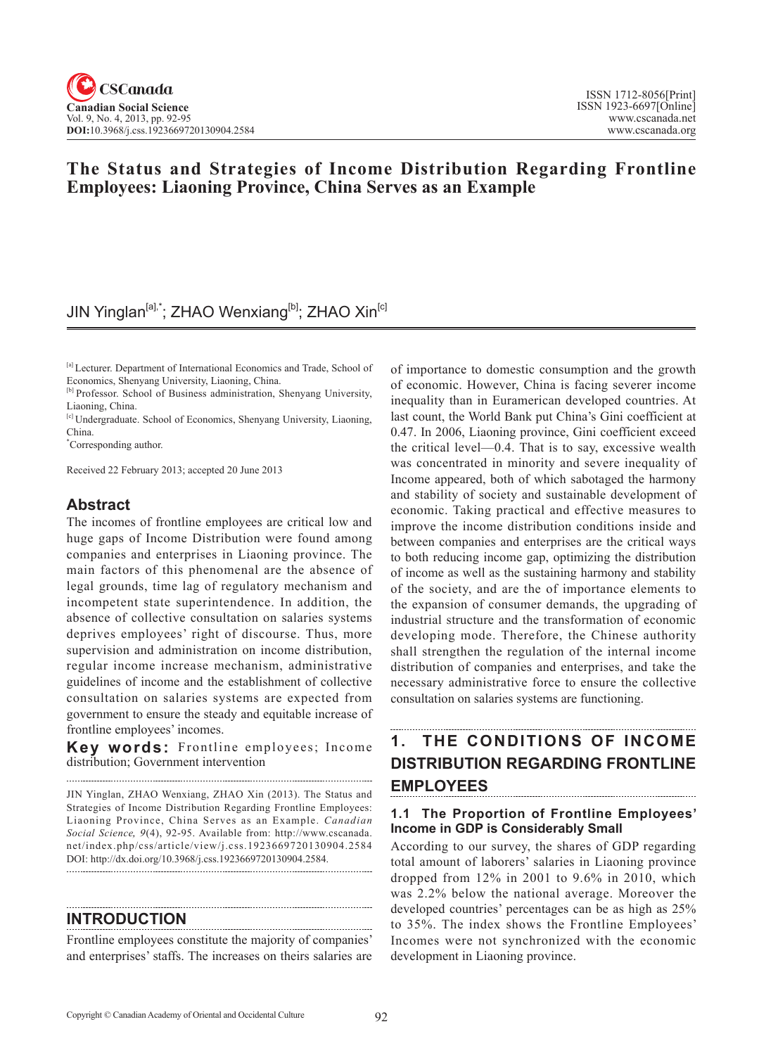# The Status and Strategies of Income Distribution Regarding Frontline Employees: Liaoning Province, China Serves as an Example

JIN Yinglan[a],*; ZHAO Wenxiang[b]; ZHAO Xin[c]

[a] Lecturer. Department of International Economics and Trade, School of Economics, Shenyang University, Liaoning, China.
[b] Professor. School of Business administration, Shenyang University, Liaoning, China.
[c] Undergraduate. School of Economics, Shenyang University, Liaoning, China.
*Corresponding author.

Received 22 February 2013; accepted 20 June 2013

## Abstract

The incomes of frontline employees are critical low and huge gaps of Income Distribution were found among companies and enterprises in Liaoning province. The main factors of this phenomenal are the absence of legal grounds, time lag of regulatory mechanism and incompetent state superintendence. In addition, the absence of collective consultation on salaries systems deprives employees' right of discourse. Thus, more supervision and administration on income distribution, regular income increase mechanism, administrative guidelines of income and the establishment of collective consultation on salaries systems are expected from government to ensure the steady and equitable increase of frontline employees' incomes.

**Key words:** Frontline employees; Income distribution; Government intervention

JIN Yinglan, ZHAO Wenxiang, ZHAO Xin (2013). The Status and Strategies of Income Distribution Regarding Frontline Employees: Liaoning Province, China Serves as an Example. *Canadian Social Science, 9*(4), 92-95. Available from: http://www.cscanada.net/index.php/css/article/view/j.css.1923669720130904.2584 DOI: http://dx.doi.org/10.3968/j.css.1923669720130904.2584.

## INTRODUCTION

Frontline employees constitute the majority of companies' and enterprises' staffs. The increases on theirs salaries are of importance to domestic consumption and the growth of economic. However, China is facing severer income inequality than in Euramerican developed countries. At last count, the World Bank put China's Gini coefficient at 0.47. In 2006, Liaoning province, Gini coefficient exceed the critical level—0.4. That is to say, excessive wealth was concentrated in minority and severe inequality of Income appeared, both of which sabotaged the harmony and stability of society and sustainable development of economic. Taking practical and effective measures to improve the income distribution conditions inside and between companies and enterprises are the critical ways to both reducing income gap, optimizing the distribution of income as well as the sustaining harmony and stability of the society, and are the of importance elements to the expansion of consumer demands, the upgrading of industrial structure and the transformation of economic developing mode. Therefore, the Chinese authority shall strengthen the regulation of the internal income distribution of companies and enterprises, and take the necessary administrative force to ensure the collective consultation on salaries systems are functioning.

## 1. THE CONDITIONS OF INCOME DISTRIBUTION REGARDING FRONTLINE EMPLOYEES

### 1.1 The Proportion of Frontline Employees' Income in GDP is Considerably Small

According to our survey, the shares of GDP regarding total amount of laborers' salaries in Liaoning province dropped from 12% in 2001 to 9.6% in 2010, which was 2.2% below the national average. Moreover the developed countries' percentages can be as high as 25% to 35%. The index shows the Frontline Employees' Incomes were not synchronized with the economic development in Liaoning province.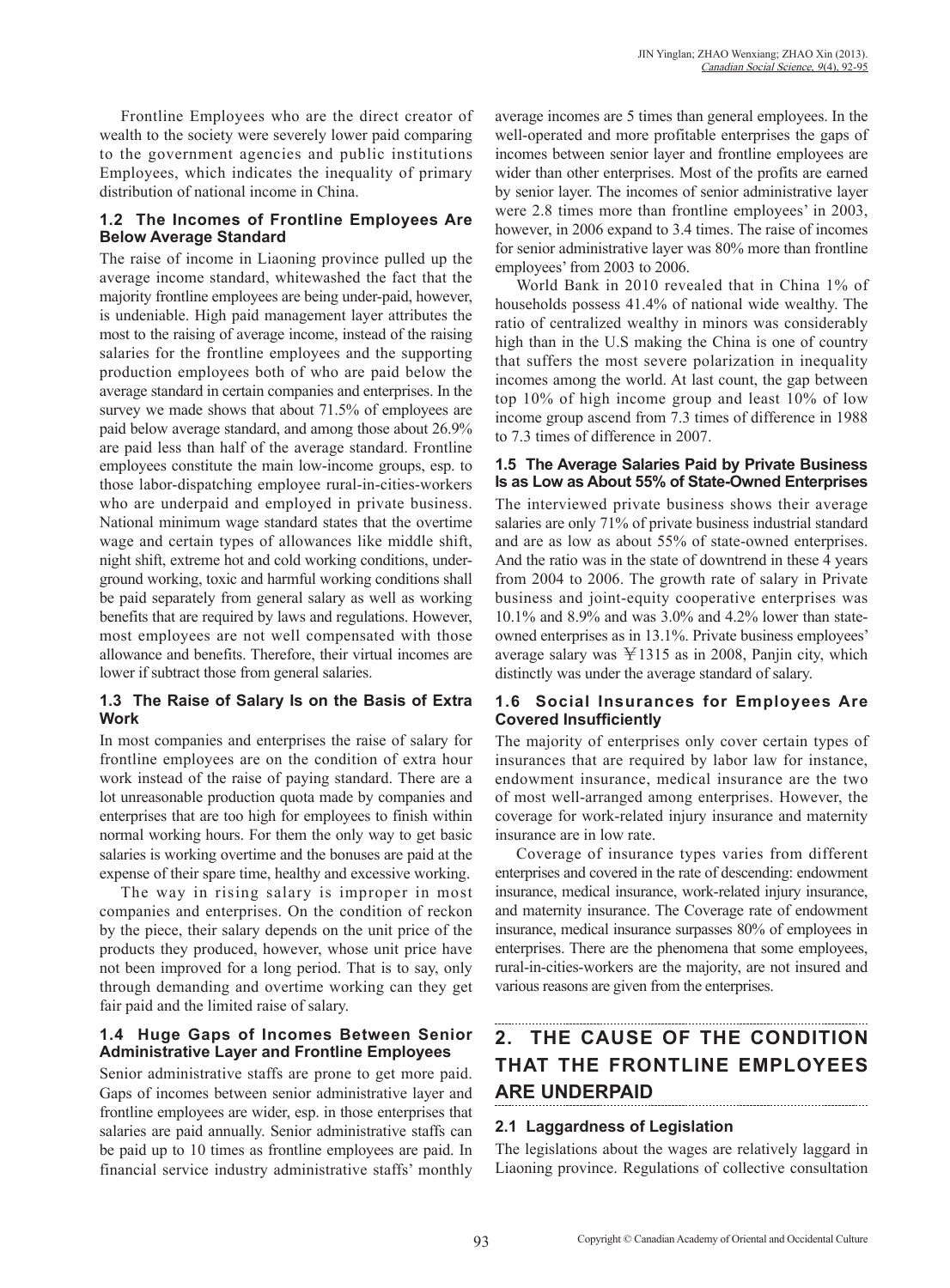Frontline Employees who are the direct creator of wealth to the society were severely lower paid comparing to the government agencies and public institutions Employees, which indicates the inequality of primary distribution of national income in China.

### 1.2 The Incomes of Frontline Employees Are Below Average Standard

The raise of income in Liaoning province pulled up the average income standard, whitewashed the fact that the majority frontline employees are being under-paid, however, is undeniable. High paid management layer attributes the most to the raising of average income, instead of the raising salaries for the frontline employees and the supporting production employees both of who are paid below the average standard in certain companies and enterprises. In the survey we made shows that about 71.5% of employees are paid below average standard, and among those about 26.9% are paid less than half of the average standard. Frontline employees constitute the main low-income groups, esp. to those labor-dispatching employee rural-in-cities-workers who are underpaid and employed in private business. National minimum wage standard states that the overtime wage and certain types of allowances like middle shift, night shift, extreme hot and cold working conditions, underground working, toxic and harmful working conditions shall be paid separately from general salary as well as working benefits that are required by laws and regulations. However, most employees are not well compensated with those allowance and benefits. Therefore, their virtual incomes are lower if subtract those from general salaries.

### 1.3 The Raise of Salary Is on the Basis of Extra Work

In most companies and enterprises the raise of salary for frontline employees are on the condition of extra hour work instead of the raise of paying standard. There are a lot unreasonable production quota made by companies and enterprises that are too high for employees to finish within normal working hours. For them the only way to get basic salaries is working overtime and the bonuses are paid at the expense of their spare time, healthy and excessive working.

The way in rising salary is improper in most companies and enterprises. On the condition of reckon by the piece, their salary depends on the unit price of the products they produced, however, whose unit price have not been improved for a long period. That is to say, only through demanding and overtime working can they get fair paid and the limited raise of salary.

### 1.4 Huge Gaps of Incomes Between Senior Administrative Layer and Frontline Employees

Senior administrative staffs are prone to get more paid. Gaps of incomes between senior administrative layer and frontline employees are wider, esp. in those enterprises that salaries are paid annually. Senior administrative staffs can be paid up to 10 times as frontline employees are paid. In financial service industry administrative staffs' monthly average incomes are 5 times than general employees. In the well-operated and more profitable enterprises the gaps of incomes between senior layer and frontline employees are wider than other enterprises. Most of the profits are earned by senior layer. The incomes of senior administrative layer were 2.8 times more than frontline employees' in 2003, however, in 2006 expand to 3.4 times. The raise of incomes for senior administrative layer was 80% more than frontline employees' from 2003 to 2006.

World Bank in 2010 revealed that in China 1% of households possess 41.4% of national wide wealthy. The ratio of centralized wealthy in minors was considerably high than in the U.S making the China is one of country that suffers the most severe polarization in inequality incomes among the world. At last count, the gap between top 10% of high income group and least 10% of low income group ascend from 7.3 times of difference in 1988 to 7.3 times of difference in 2007.

### 1.5 The Average Salaries Paid by Private Business Is as Low as About 55% of State-Owned Enterprises

The interviewed private business shows their average salaries are only 71% of private business industrial standard and are as low as about 55% of state-owned enterprises. And the ratio was in the state of downtrend in these 4 years from 2004 to 2006. The growth rate of salary in Private business and joint-equity cooperative enterprises was 10.1% and 8.9% and was 3.0% and 4.2% lower than state-owned enterprises as in 13.1%. Private business employees' average salary was ￥1315 as in 2008, Panjin city, which distinctly was under the average standard of salary.

### 1.6 Social Insurances for Employees Are Covered Insufficiently

The majority of enterprises only cover certain types of insurances that are required by labor law for instance, endowment insurance, medical insurance are the two of most well-arranged among enterprises. However, the coverage for work-related injury insurance and maternity insurance are in low rate.

Coverage of insurance types varies from different enterprises and covered in the rate of descending: endowment insurance, medical insurance, work-related injury insurance, and maternity insurance. The Coverage rate of endowment insurance, medical insurance surpasses 80% of employees in enterprises. There are the phenomena that some employees, rural-in-cities-workers are the majority, are not insured and various reasons are given from the enterprises.

## 2. THE CAUSE OF THE CONDITION THAT THE FRONTLINE EMPLOYEES ARE UNDERPAID

### 2.1 Laggardness of Legislation

The legislations about the wages are relatively laggard in Liaoning province. Regulations of collective consultation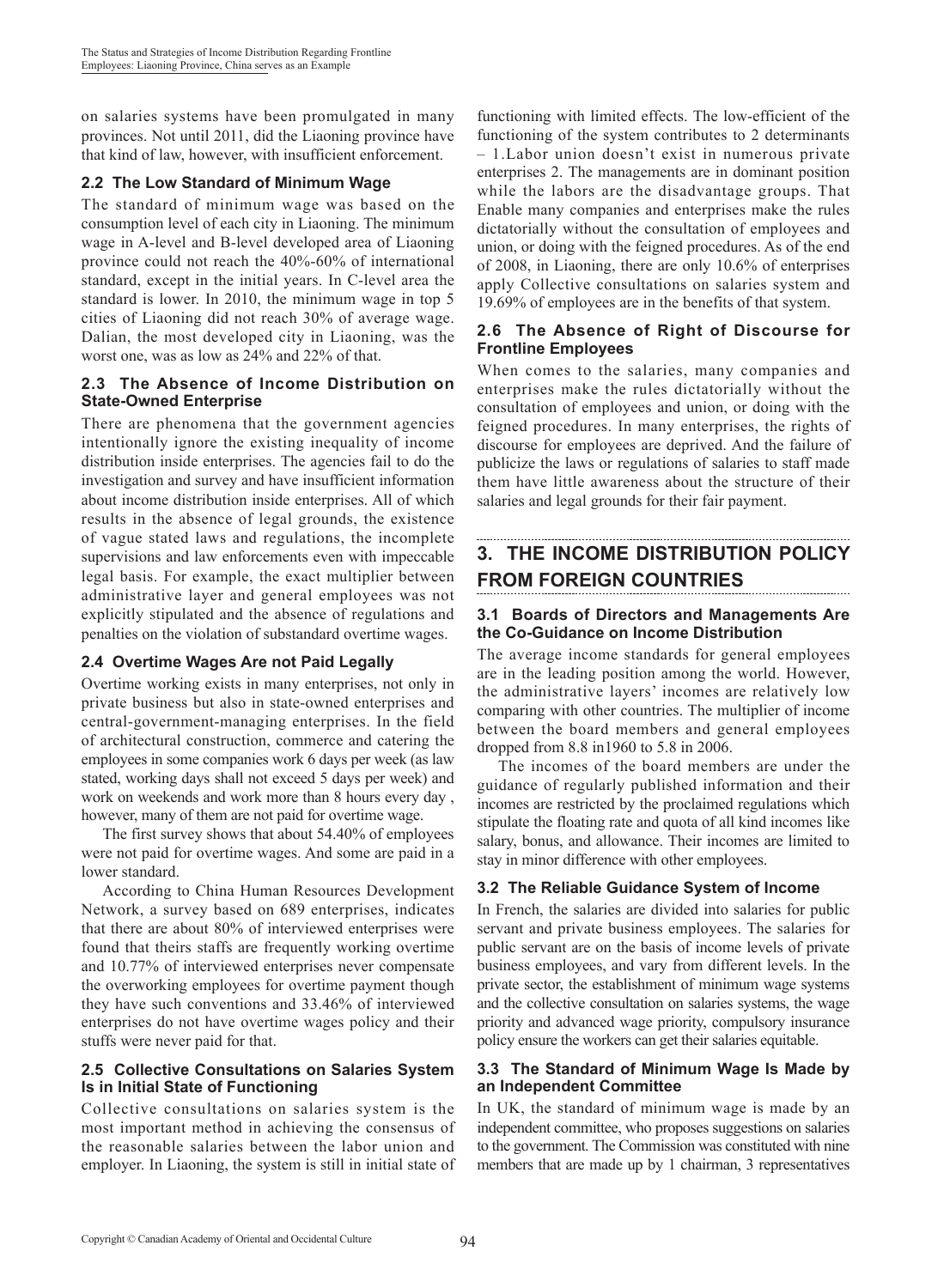on salaries systems have been promulgated in many provinces. Not until 2011, did the Liaoning province have that kind of law, however, with insufficient enforcement.

### 2.2 The Low Standard of Minimum Wage

The standard of minimum wage was based on the consumption level of each city in Liaoning. The minimum wage in A-level and B-level developed area of Liaoning province could not reach the 40%-60% of international standard, except in the initial years. In C-level area the standard is lower. In 2010, the minimum wage in top 5 cities of Liaoning did not reach 30% of average wage. Dalian, the most developed city in Liaoning, was the worst one, was as low as 24% and 22% of that.

### 2.3 The Absence of Income Distribution on State-Owned Enterprise

There are phenomena that the government agencies intentionally ignore the existing inequality of income distribution inside enterprises. The agencies fail to do the investigation and survey and have insufficient information about income distribution inside enterprises. All of which results in the absence of legal grounds, the existence of vague stated laws and regulations, the incomplete supervisions and law enforcements even with impeccable legal basis. For example, the exact multiplier between administrative layer and general employees was not explicitly stipulated and the absence of regulations and penalties on the violation of substandard overtime wages.

### 2.4 Overtime Wages Are not Paid Legally

Overtime working exists in many enterprises, not only in private business but also in state-owned enterprises and central-government-managing enterprises. In the field of architectural construction, commerce and catering the employees in some companies work 6 days per week (as law stated, working days shall not exceed 5 days per week) and work on weekends and work more than 8 hours every day , however, many of them are not paid for overtime wage.

The first survey shows that about 54.40% of employees were not paid for overtime wages. And some are paid in a lower standard.

According to China Human Resources Development Network, a survey based on 689 enterprises, indicates that there are about 80% of interviewed enterprises were found that theirs staffs are frequently working overtime and 10.77% of interviewed enterprises never compensate the overworking employees for overtime payment though they have such conventions and 33.46% of interviewed enterprises do not have overtime wages policy and their stuffs were never paid for that.

### 2.5 Collective Consultations on Salaries System Is in Initial State of Functioning

Collective consultations on salaries system is the most important method in achieving the consensus of the reasonable salaries between the labor union and employer. In Liaoning, the system is still in initial state of functioning with limited effects. The low-efficient of the functioning of the system contributes to 2 determinants – 1.Labor union doesn't exist in numerous private enterprises 2. The managements are in dominant position while the labors are the disadvantage groups. That Enable many companies and enterprises make the rules dictatorially without the consultation of employees and union, or doing with the feigned procedures. As of the end of 2008, in Liaoning, there are only 10.6% of enterprises apply Collective consultations on salaries system and 19.69% of employees are in the benefits of that system.

### 2.6 The Absence of Right of Discourse for Frontline Employees

When comes to the salaries, many companies and enterprises make the rules dictatorially without the consultation of employees and union, or doing with the feigned procedures. In many enterprises, the rights of discourse for employees are deprived. And the failure of publicize the laws or regulations of salaries to staff made them have little awareness about the structure of their salaries and legal grounds for their fair payment.

## 3. THE INCOME DISTRIBUTION POLICY FROM FOREIGN COUNTRIES

### 3.1 Boards of Directors and Managements Are the Co-Guidance on Income Distribution

The average income standards for general employees are in the leading position among the world. However, the administrative layers' incomes are relatively low comparing with other countries. The multiplier of income between the board members and general employees dropped from 8.8 in1960 to 5.8 in 2006.

The incomes of the board members are under the guidance of regularly published information and their incomes are restricted by the proclaimed regulations which stipulate the floating rate and quota of all kind incomes like salary, bonus, and allowance. Their incomes are limited to stay in minor difference with other employees.

### 3.2 The Reliable Guidance System of Income

In French, the salaries are divided into salaries for public servant and private business employees. The salaries for public servant are on the basis of income levels of private business employees, and vary from different levels. In the private sector, the establishment of minimum wage systems and the collective consultation on salaries systems, the wage priority and advanced wage priority, compulsory insurance policy ensure the workers can get their salaries equitable.

### 3.3 The Standard of Minimum Wage Is Made by an Independent Committee

In UK, the standard of minimum wage is made by an independent committee, who proposes suggestions on salaries to the government. The Commission was constituted with nine members that are made up by 1 chairman, 3 representatives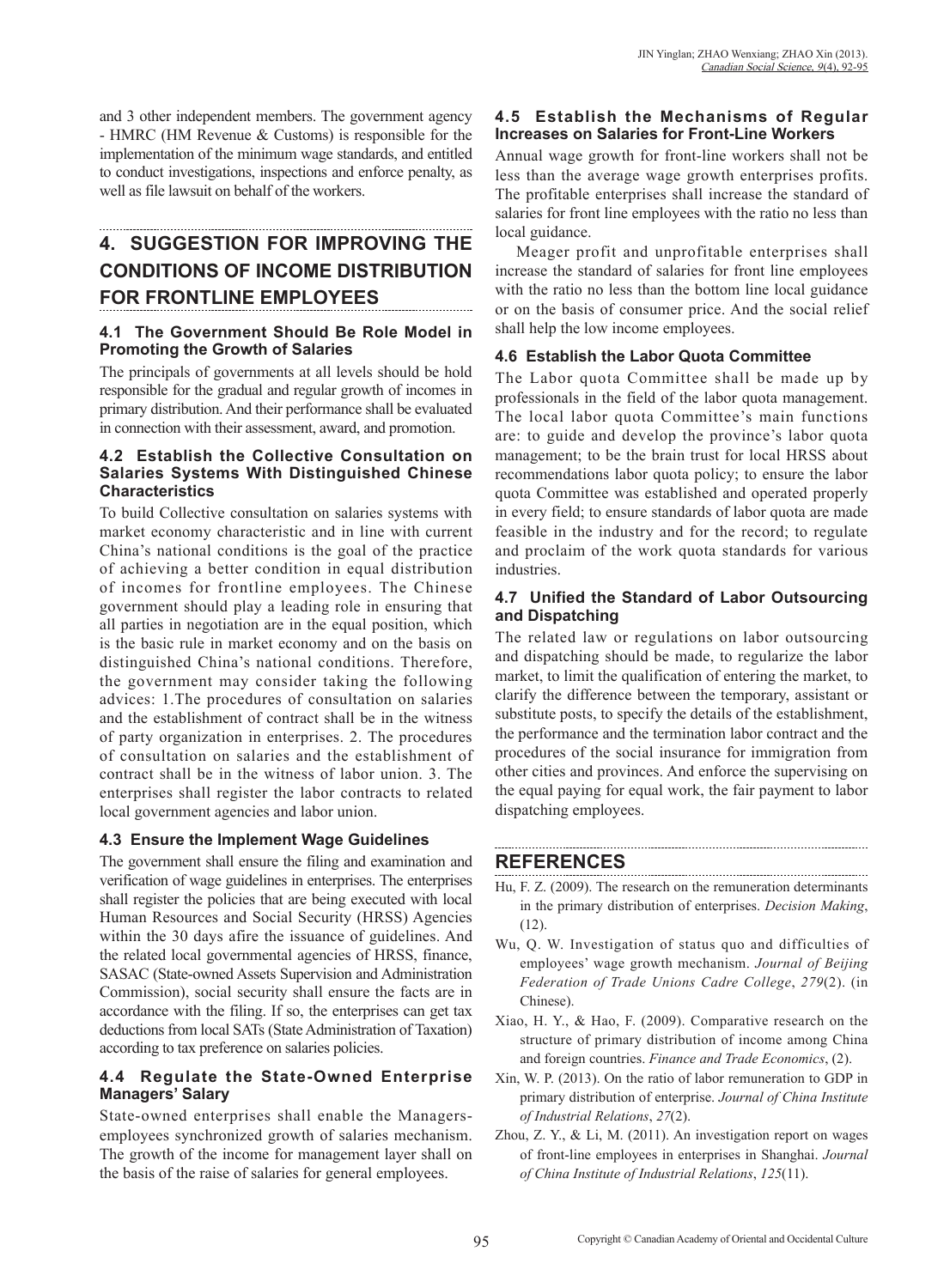and 3 other independent members. The government agency - HMRC (HM Revenue & Customs) is responsible for the implementation of the minimum wage standards, and entitled to conduct investigations, inspections and enforce penalty, as well as file lawsuit on behalf of the workers.

## 4. SUGGESTION FOR IMPROVING THE CONDITIONS OF INCOME DISTRIBUTION FOR FRONTLINE EMPLOYEES

### 4.1 The Government Should Be Role Model in Promoting the Growth of Salaries

The principals of governments at all levels should be hold responsible for the gradual and regular growth of incomes in primary distribution. And their performance shall be evaluated in connection with their assessment, award, and promotion.

### 4.2 Establish the Collective Consultation on Salaries Systems With Distinguished Chinese Characteristics

To build Collective consultation on salaries systems with market economy characteristic and in line with current China's national conditions is the goal of the practice of achieving a better condition in equal distribution of incomes for frontline employees. The Chinese government should play a leading role in ensuring that all parties in negotiation are in the equal position, which is the basic rule in market economy and on the basis on distinguished China's national conditions. Therefore, the government may consider taking the following advices: 1.The procedures of consultation on salaries and the establishment of contract shall be in the witness of party organization in enterprises. 2. The procedures of consultation on salaries and the establishment of contract shall be in the witness of labor union. 3. The enterprises shall register the labor contracts to related local government agencies and labor union.

### 4.3 Ensure the Implement Wage Guidelines

The government shall ensure the filing and examination and verification of wage guidelines in enterprises. The enterprises shall register the policies that are being executed with local Human Resources and Social Security (HRSS) Agencies within the 30 days afire the issuance of guidelines. And the related local governmental agencies of HRSS, finance, SASAC (State-owned Assets Supervision and Administration Commission), social security shall ensure the facts are in accordance with the filing. If so, the enterprises can get tax deductions from local SATs (State Administration of Taxation) according to tax preference on salaries policies.

### 4.4 Regulate the State-Owned Enterprise Managers' Salary

State-owned enterprises shall enable the Managers-employees synchronized growth of salaries mechanism. The growth of the income for management layer shall on the basis of the raise of salaries for general employees.

### 4.5 Establish the Mechanisms of Regular Increases on Salaries for Front-Line Workers

Annual wage growth for front-line workers shall not be less than the average wage growth enterprises profits. The profitable enterprises shall increase the standard of salaries for front line employees with the ratio no less than local guidance.

Meager profit and unprofitable enterprises shall increase the standard of salaries for front line employees with the ratio no less than the bottom line local guidance or on the basis of consumer price. And the social relief shall help the low income employees.

### 4.6 Establish the Labor Quota Committee

The Labor quota Committee shall be made up by professionals in the field of the labor quota management. The local labor quota Committee's main functions are: to guide and develop the province's labor quota management; to be the brain trust for local HRSS about recommendations labor quota policy; to ensure the labor quota Committee was established and operated properly in every field; to ensure standards of labor quota are made feasible in the industry and for the record; to regulate and proclaim of the work quota standards for various industries.

### 4.7 Unified the Standard of Labor Outsourcing and Dispatching

The related law or regulations on labor outsourcing and dispatching should be made, to regularize the labor market, to limit the qualification of entering the market, to clarify the difference between the temporary, assistant or substitute posts, to specify the details of the establishment, the performance and the termination labor contract and the procedures of the social insurance for immigration from other cities and provinces. And enforce the supervising on the equal paying for equal work, the fair payment to labor dispatching employees.

## REFERENCES

Hu, F. Z. (2009). The research on the remuneration determinants in the primary distribution of enterprises. *Decision Making*, (12).

Wu, Q. W. Investigation of status quo and difficulties of employees' wage growth mechanism. *Journal of Beijing Federation of Trade Unions Cadre College*, *279*(2). (in Chinese).

Xiao, H. Y., & Hao, F. (2009). Comparative research on the structure of primary distribution of income among China and foreign countries. *Finance and Trade Economics*, (2).

Xin, W. P. (2013). On the ratio of labor remuneration to GDP in primary distribution of enterprise. *Journal of China Institute of Industrial Relations*, *27*(2).

Zhou, Z. Y., & Li, M. (2011). An investigation report on wages of front-line employees in enterprises in Shanghai. *Journal of China Institute of Industrial Relations*, *125*(11).